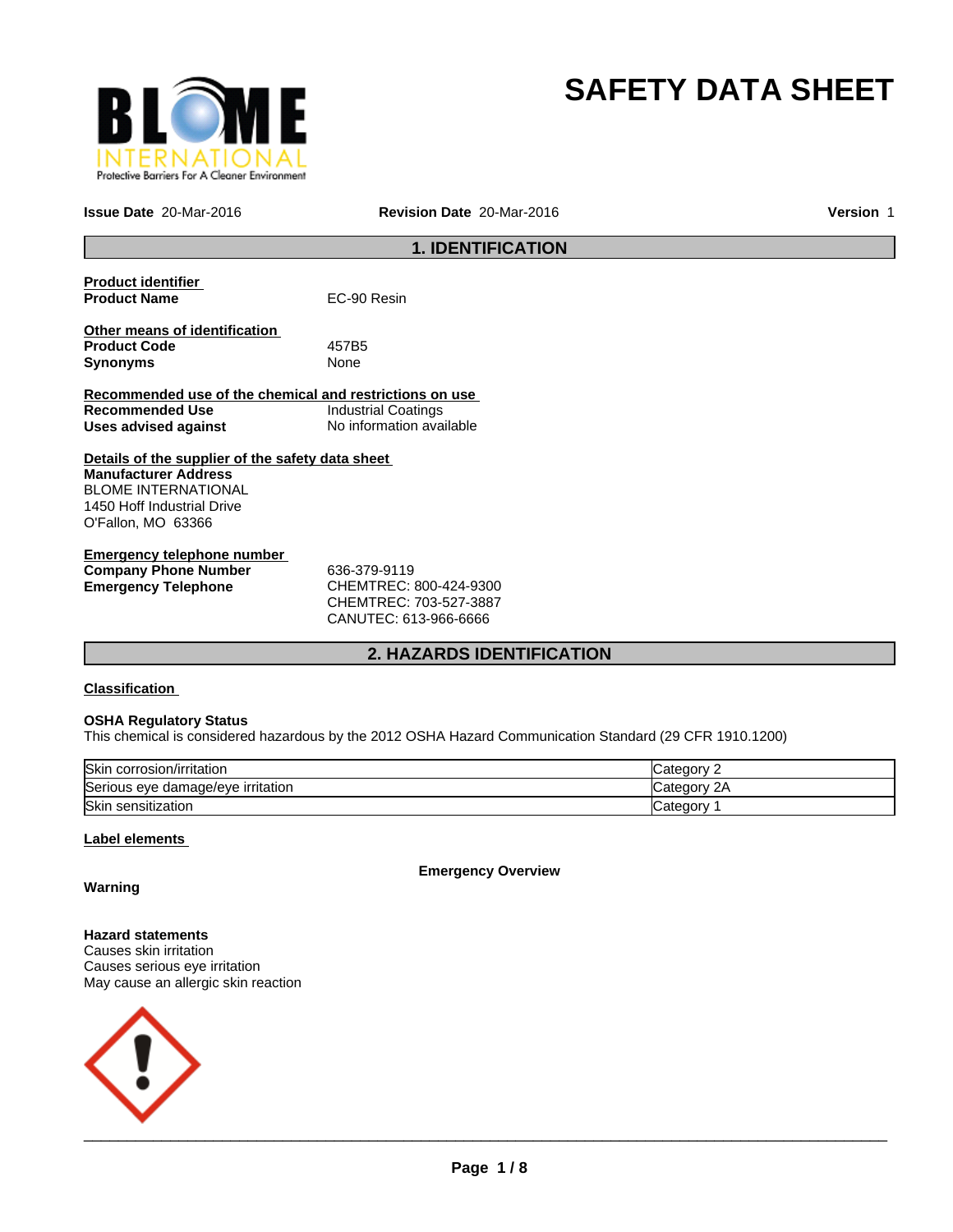# SAFETY DATA SHEET

**Issue Date** 20-Mar-2016 **Revision Date** 20-Mar-2016 **Version** 1

## 1. IDENTIFICATION

**Product identifier**

**Product Name** EC-90 Resin

**Other means of identification**

**Product Code** 457B5

**Synonyms** None

**Recommended use of the chemical and restrictions on use**

**Recommended Use** Industrial Coatings

**Uses advised against** No information available

**Details of the supplier of the safety data sheet**

**Manufacturer Address**
BLOME INTERNATIONAL
1450 Hoff Industrial Drive
O'Fallon, MO 63366

**Emergency telephone number**

**Company Phone Number** 636-379-9119

**Emergency Telephone** CHEMTREC: 800-424-9300
CHEMTREC: 703-527-3887
CANUTEC: 613-966-6666

## 2. HAZARDS IDENTIFICATION

**Classification**

**OSHA Regulatory Status**
This chemical is considered hazardous by the 2012 OSHA Hazard Communication Standard (29 CFR 1910.1200)

| | |
|---|---|
| Skin corrosion/irritation | Category 2 |
| Serious eye damage/eye irritation | Category 2A |
| Skin sensitization | Category 1 |

**Label elements**

**Emergency Overview**

**Warning**

**Hazard statements**
Causes skin irritation
Causes serious eye irritation
May cause an allergic skin reaction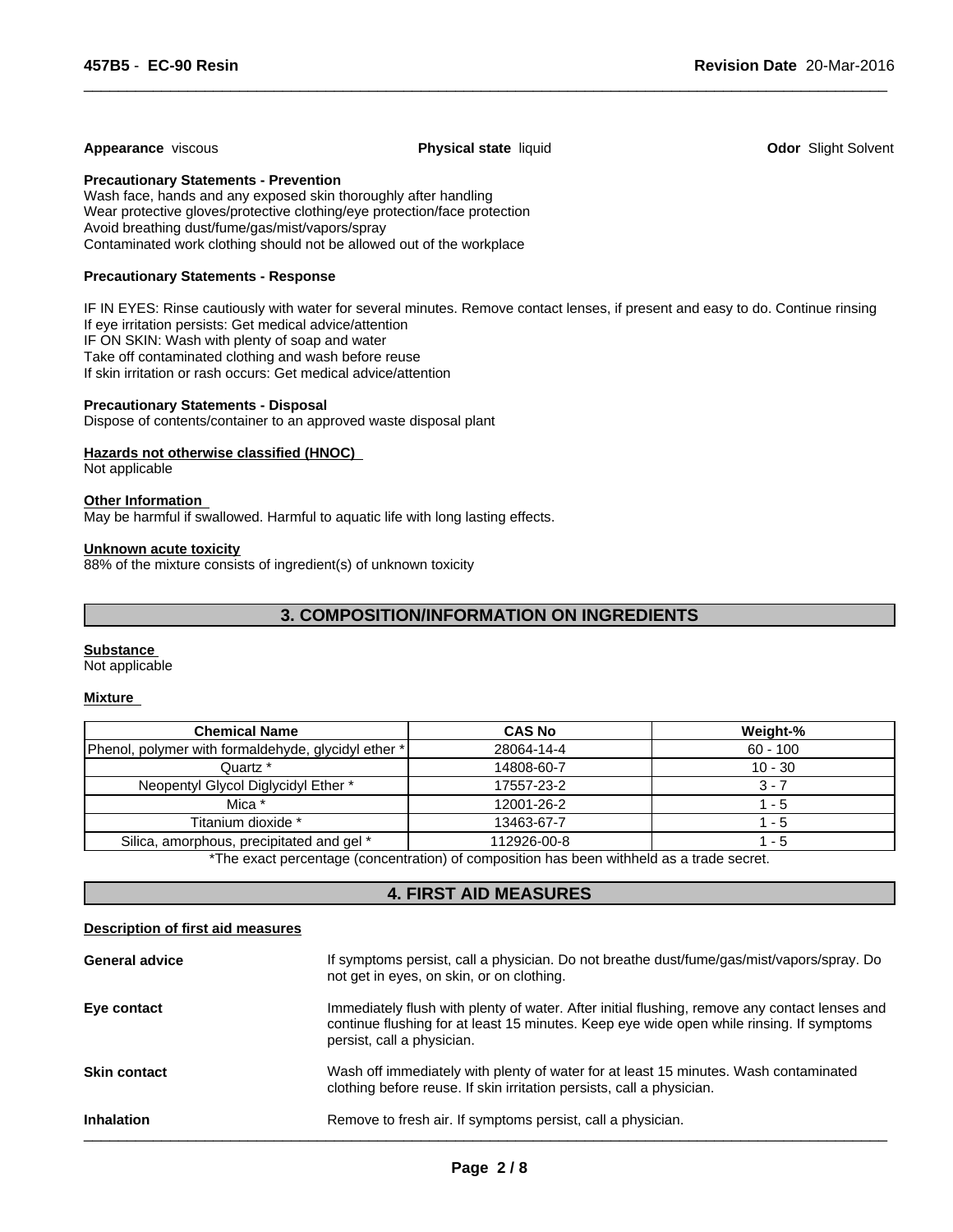**Appearance** viscous

**Physical state** liquid

**Odor** Slight Solvent

**Precautionary Statements - Prevention**

Wash face, hands and any exposed skin thoroughly after handling
Wear protective gloves/protective clothing/eye protection/face protection
Avoid breathing dust/fume/gas/mist/vapors/spray
Contaminated work clothing should not be allowed out of the workplace

**Precautionary Statements - Response**

IF IN EYES: Rinse cautiously with water for several minutes. Remove contact lenses, if present and easy to do. Continue rinsing
If eye irritation persists: Get medical advice/attention
IF ON SKIN: Wash with plenty of soap and water
Take off contaminated clothing and wash before reuse
If skin irritation or rash occurs: Get medical advice/attention

**Precautionary Statements - Disposal**

Dispose of contents/container to an approved waste disposal plant

**Hazards not otherwise classified (HNOC)**

Not applicable

**Other Information**

May be harmful if swallowed. Harmful to aquatic life with long lasting effects.

**Unknown acute toxicity**

88% of the mixture consists of ingredient(s) of unknown toxicity

## 3. COMPOSITION/INFORMATION ON INGREDIENTS

**Substance**

Not applicable

**Mixture**

| Chemical Name | CAS No | Weight-% |
|---|---|---|
| Phenol, polymer with formaldehyde, glycidyl ether * | 28064-14-4 | 60 - 100 |
| Quartz * | 14808-60-7 | 10 - 30 |
| Neopentyl Glycol Diglycidyl Ether * | 17557-23-2 | 3 - 7 |
| Mica * | 12001-26-2 | 1 - 5 |
| Titanium dioxide * | 13463-67-7 | 1 - 5 |
| Silica, amorphous, precipitated and gel * | 112926-00-8 | 1 - 5 |

*The exact percentage (concentration) of composition has been withheld as a trade secret.

## 4. FIRST AID MEASURES

**Description of first aid measures**

**General advice** If symptoms persist, call a physician. Do not breathe dust/fume/gas/mist/vapors/spray. Do not get in eyes, on skin, or on clothing.

**Eye contact** Immediately flush with plenty of water. After initial flushing, remove any contact lenses and continue flushing for at least 15 minutes. Keep eye wide open while rinsing. If symptoms persist, call a physician.

**Skin contact** Wash off immediately with plenty of water for at least 15 minutes. Wash contaminated clothing before reuse. If skin irritation persists, call a physician.

**Inhalation** Remove to fresh air. If symptoms persist, call a physician.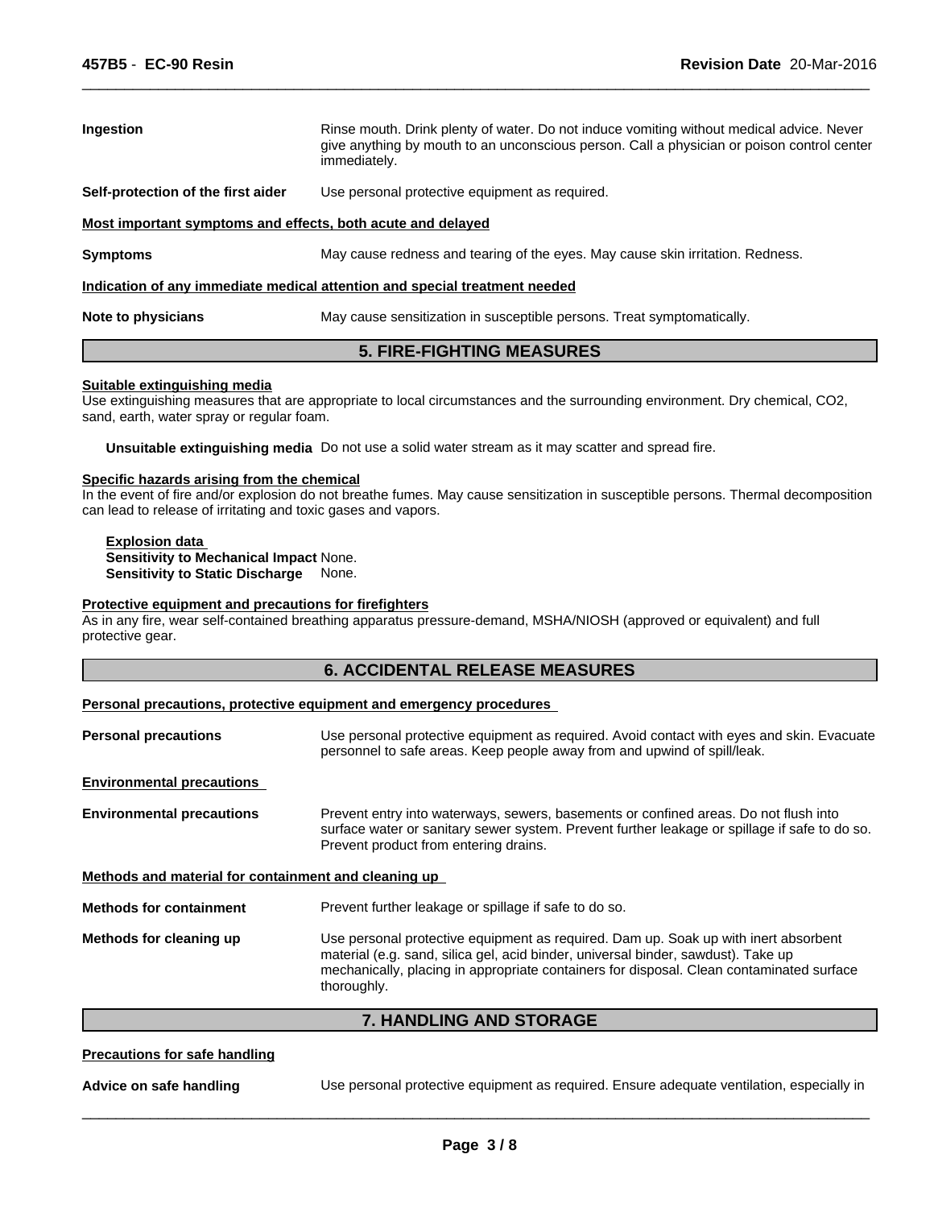**Ingestion**: Rinse mouth. Drink plenty of water. Do not induce vomiting without medical advice. Never give anything by mouth to an unconscious person. Call a physician or poison control center immediately.

**Self-protection of the first aider**: Use personal protective equipment as required.

**Most important symptoms and effects, both acute and delayed**

**Symptoms**: May cause redness and tearing of the eyes. May cause skin irritation. Redness.

**Indication of any immediate medical attention and special treatment needed**

**Note to physicians**: May cause sensitization in susceptible persons. Treat symptomatically.

## 5. FIRE-FIGHTING MEASURES

**Suitable extinguishing media**

Use extinguishing measures that are appropriate to local circumstances and the surrounding environment. Dry chemical, $CO_2$, sand, earth, water spray or regular foam.

**Unsuitable extinguishing media** Do not use a solid water stream as it may scatter and spread fire.

**Specific hazards arising from the chemical**

In the event of fire and/or explosion do not breathe fumes. May cause sensitization in susceptible persons. Thermal decomposition can lead to release of irritating and toxic gases and vapors.

**Explosion data**

**Sensitivity to Mechanical Impact** None.

**Sensitivity to Static Discharge** None.

**Protective equipment and precautions for firefighters**

As in any fire, wear self-contained breathing apparatus pressure-demand, MSHA/NIOSH (approved or equivalent) and full protective gear.

## 6. ACCIDENTAL RELEASE MEASURES

**Personal precautions, protective equipment and emergency procedures**

**Personal precautions**: Use personal protective equipment as required. Avoid contact with eyes and skin. Evacuate personnel to safe areas. Keep people away from and upwind of spill/leak.

**Environmental precautions**

**Environmental precautions**: Prevent entry into waterways, sewers, basements or confined areas. Do not flush into surface water or sanitary sewer system. Prevent further leakage or spillage if safe to do so. Prevent product from entering drains.

**Methods and material for containment and cleaning up**

**Methods for containment**: Prevent further leakage or spillage if safe to do so.

**Methods for cleaning up**: Use personal protective equipment as required. Dam up. Soak up with inert absorbent material (e.g. sand, silica gel, acid binder, universal binder, sawdust). Take up mechanically, placing in appropriate containers for disposal. Clean contaminated surface thoroughly.

## 7. HANDLING AND STORAGE

**Precautions for safe handling**

**Advice on safe handling**: Use personal protective equipment as required. Ensure adequate ventilation, especially in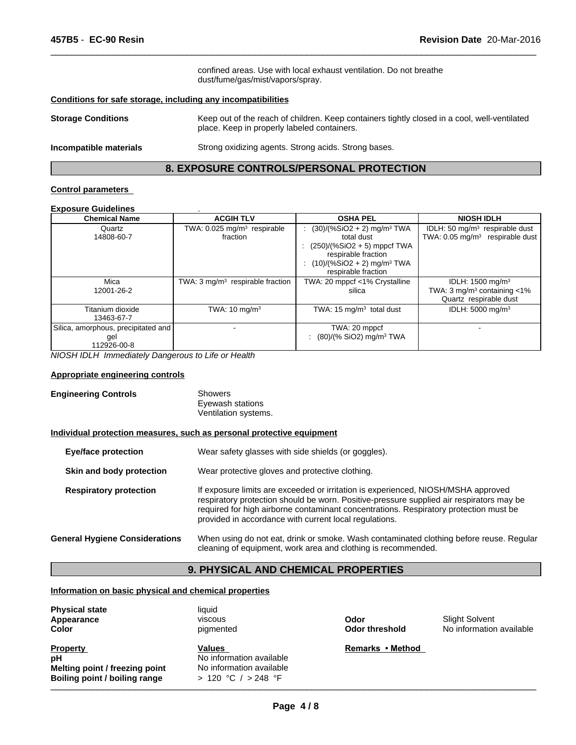confined areas. Use with local exhaust ventilation. Do not breathe dust/fume/gas/mist/vapors/spray.

**Conditions for safe storage, including any incompatibilities**

**Storage Conditions** Keep out of the reach of children. Keep containers tightly closed in a cool, well-ventilated place. Keep in properly labeled containers.

**Incompatible materials** Strong oxidizing agents. Strong acids. Strong bases.

## 8. EXPOSURE CONTROLS/PERSONAL PROTECTION

**Control parameters**

**Exposure Guidelines** .

| Chemical Name | ACGIH TLV | OSHA PEL | NIOSH IDLH |
|---|---|---|---|
| Quartz<br>14808-60-7 | TWA: 0.025 mg/m³ respirable fraction | : (30)/(%SiO2 + 2) mg/m³ TWA total dust<br>: (250)/(%SiO2 + 5) mppcf TWA respirable fraction<br>: (10)/(%SiO2 + 2) mg/m³ TWA respirable fraction | IDLH: 50 mg/m³ respirable dust<br>TWA: 0.05 mg/m³ respirable dust |
| Mica<br>12001-26-2 | TWA: 3 mg/m³ respirable fraction | TWA: 20 mppcf <1% Crystalline silica | IDLH: 1500 mg/m³<br>TWA: 3 mg/m³ containing <1% Quartz respirable dust |
| Titanium dioxide<br>13463-67-7 | TWA: 10 mg/m³ | TWA: 15 mg/m³ total dust | IDLH: 5000 mg/m³ |
| Silica, amorphous, precipitated and gel<br>112926-00-8 | - | TWA: 20 mppcf<br>: (80)/(% SiO2) mg/m³ TWA | - |

*NIOSH IDLH Immediately Dangerous to Life or Health*

**Appropriate engineering controls**

**Engineering Controls** Showers
Eyewash stations
Ventilation systems.

**Individual protection measures, such as personal protective equipment**

**Eye/face protection** Wear safety glasses with side shields (or goggles).

**Skin and body protection** Wear protective gloves and protective clothing.

**Respiratory protection** If exposure limits are exceeded or irritation is experienced, NIOSH/MSHA approved respiratory protection should be worn. Positive-pressure supplied air respirators may be required for high airborne contaminant concentrations. Respiratory protection must be provided in accordance with current local regulations.

**General Hygiene Considerations** When using do not eat, drink or smoke. Wash contaminated clothing before reuse. Regular cleaning of equipment, work area and clothing is recommended.

## 9. PHYSICAL AND CHEMICAL PROPERTIES

**Information on basic physical and chemical properties**

**Physical state** liquid
**Appearance** viscous
**Color** pigmented

**Odor** Slight Solvent
**Odor threshold** No information available

| Property | Values | Remarks • Method |
|---|---|---|
| pH | No information available | |
| Melting point / freezing point | No information available | |
| Boiling point / boiling range | > 120 °C / > 248 °F | |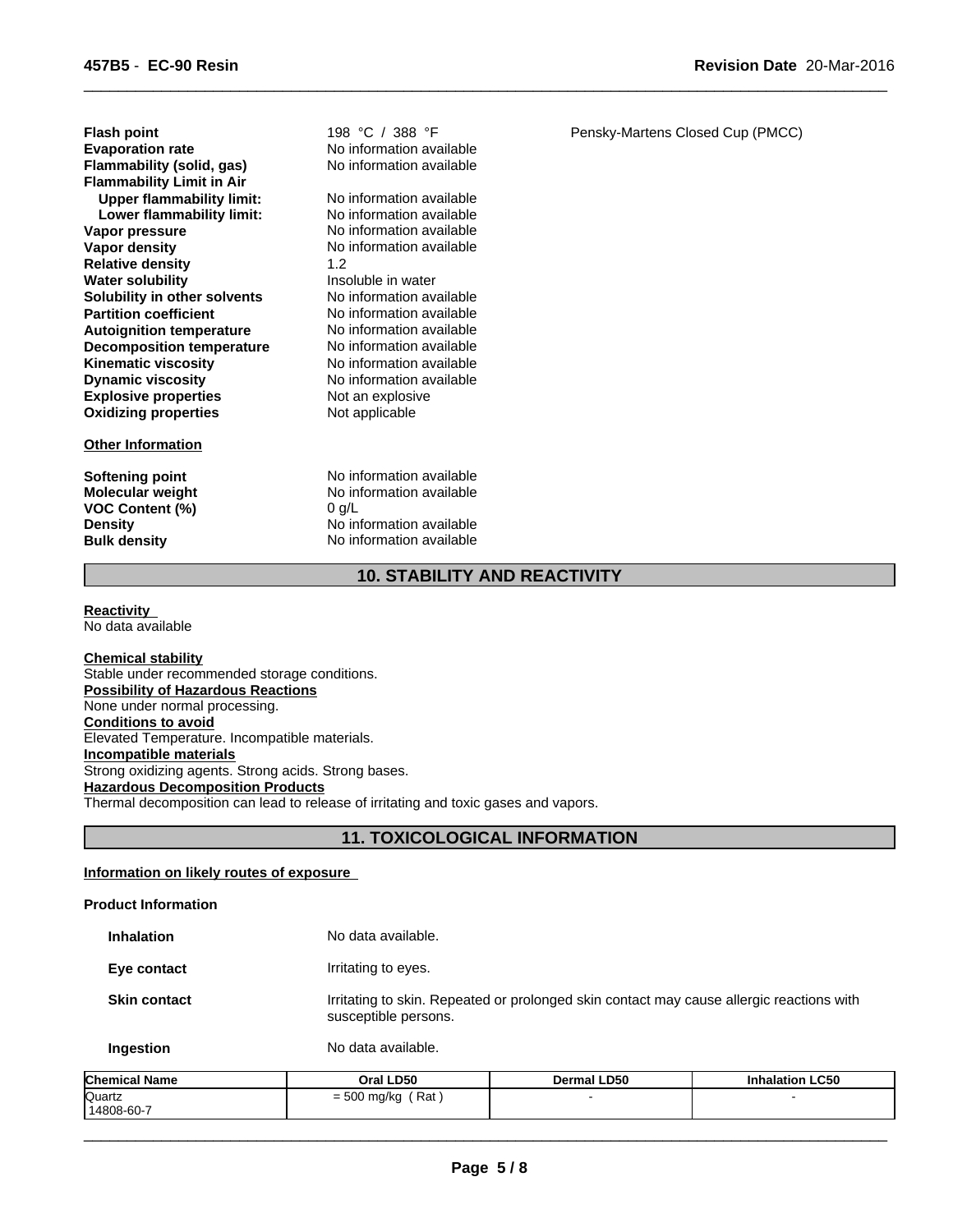| | | |
|---|---|---|
| **Flash point** | 198 °C / 388 °F | Pensky-Martens Closed Cup (PMCC) |
| **Evaporation rate** | No information available | |
| **Flammability (solid, gas)** | No information available | |
| **Flammability Limit in Air** | | |
| **Upper flammability limit:** | No information available | |
| **Lower flammability limit:** | No information available | |
| **Vapor pressure** | No information available | |
| **Vapor density** | No information available | |
| **Relative density** | 1.2 | |
| **Water solubility** | Insoluble in water | |
| **Solubility in other solvents** | No information available | |
| **Partition coefficient** | No information available | |
| **Autoignition temperature** | No information available | |
| **Decomposition temperature** | No information available | |
| **Kinematic viscosity** | No information available | |
| **Dynamic viscosity** | No information available | |
| **Explosive properties** | Not an explosive | |
| **Oxidizing properties** | Not applicable | |

**Other Information**

| | |
|---|---|
| **Softening point** | No information available |
| **Molecular weight** | No information available |
| **VOC Content (%)** | 0 g/L |
| **Density** | No information available |
| **Bulk density** | No information available |

## 10. STABILITY AND REACTIVITY

**Reactivity**
No data available

**Chemical stability**
Stable under recommended storage conditions.

**Possibility of Hazardous Reactions**
None under normal processing.

**Conditions to avoid**
Elevated Temperature. Incompatible materials.

**Incompatible materials**
Strong oxidizing agents. Strong acids. Strong bases.

**Hazardous Decomposition Products**
Thermal decomposition can lead to release of irritating and toxic gases and vapors.

## 11. TOXICOLOGICAL INFORMATION

**Information on likely routes of exposure**

**Product Information**

**Inhalation** No data available.

**Eye contact** Irritating to eyes.

**Skin contact** Irritating to skin. Repeated or prolonged skin contact may cause allergic reactions with susceptible persons.

**Ingestion** No data available.

| Chemical Name | Oral LD50 | Dermal LD50 | Inhalation LC50 |
|---|---|---|---|
| Quartz<br>14808-60-7 | = 500 mg/kg ( Rat ) | - | - |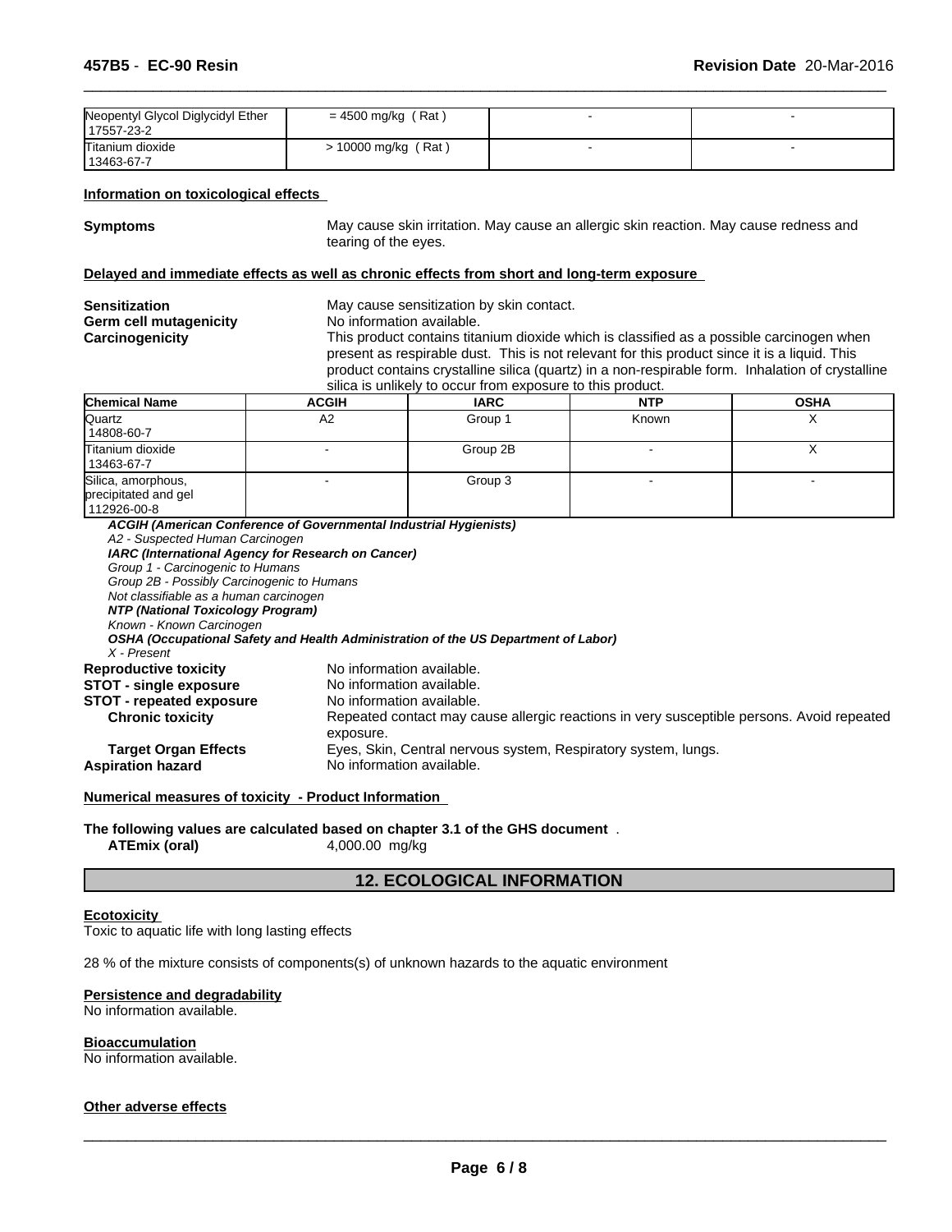| Neopentyl Glycol Diglycidyl Ether 17557-23-2 | = 4500 mg/kg ( Rat ) | - | - |
|---|---|---|---|
| Titanium dioxide 13463-67-7 | > 10000 mg/kg ( Rat ) | - | - |

**Information on toxicological effects**

**Symptoms** May cause skin irritation. May cause an allergic skin reaction. May cause redness and tearing of the eyes.

**Delayed and immediate effects as well as chronic effects from short and long-term exposure**

**Sensitization** May cause sensitization by skin contact.

**Germ cell mutagenicity** No information available.

**Carcinogenicity** This product contains titanium dioxide which is classified as a possible carcinogen when present as respirable dust. This is not relevant for this product since it is a liquid. This product contains crystalline silica (quartz) in a non-respirable form. Inhalation of crystalline silica is unlikely to occur from exposure to this product.

| Chemical Name | ACGIH | IARC | NTP | OSHA |
|---|---|---|---|---|
| Quartz 14808-60-7 | A2 | Group 1 | Known | X |
| Titanium dioxide 13463-67-7 | - | Group 2B | - | X |
| Silica, amorphous, precipitated and gel 112926-00-8 | - | Group 3 | - | - |

***ACGIH (American Conference of Governmental Industrial Hygienists)***
*A2 - Suspected Human Carcinogen*
***IARC (International Agency for Research on Cancer)***
*Group 1 - Carcinogenic to Humans*
*Group 2B - Possibly Carcinogenic to Humans*
*Not classifiable as a human carcinogen*
***NTP (National Toxicology Program)***
*Known - Known Carcinogen*
***OSHA (Occupational Safety and Health Administration of the US Department of Labor)***
*X - Present*

**Reproductive toxicity** No information available.

**STOT - single exposure** No information available.

**STOT - repeated exposure** No information available.

**Chronic toxicity** Repeated contact may cause allergic reactions in very susceptible persons. Avoid repeated exposure.

**Target Organ Effects** Eyes, Skin, Central nervous system, Respiratory system, lungs.

**Aspiration hazard** No information available.

**Numerical measures of toxicity - Product Information**

**The following values are calculated based on chapter 3.1 of the GHS document** .

**ATEmix (oral)** 4,000.00 mg/kg

## 12. ECOLOGICAL INFORMATION

**Ecotoxicity**

Toxic to aquatic life with long lasting effects

28 % of the mixture consists of components(s) of unknown hazards to the aquatic environment

**Persistence and degradability**

No information available.

**Bioaccumulation**

No information available.

**Other adverse effects**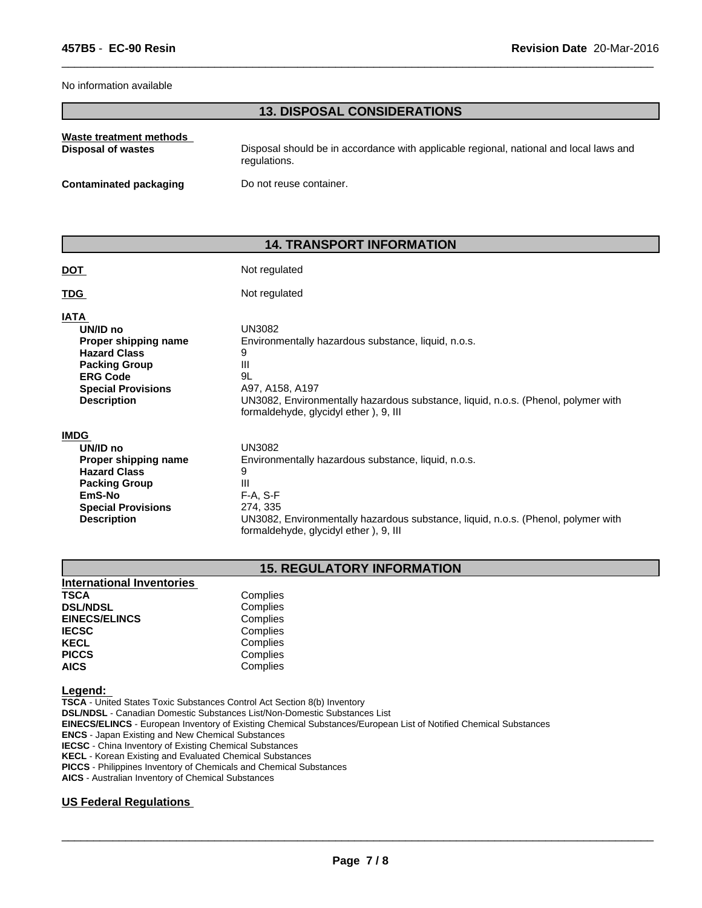No information available

## 13. DISPOSAL CONSIDERATIONS

**Waste treatment methods**

| | |
|---|---|
| **Disposal of wastes** | Disposal should be in accordance with applicable regional, national and local laws and regulations. |
| **Contaminated packaging** | Do not reuse container. |

## 14. TRANSPORT INFORMATION

| | |
|---|---|
| **DOT** | Not regulated |
| **TDG** | Not regulated |

**IATA**

| | |
|---|---|
| **UN/ID no** | UN3082 |
| **Proper shipping name** | Environmentally hazardous substance, liquid, n.o.s. |
| **Hazard Class** | 9 |
| **Packing Group** | III |
| **ERG Code** | 9L |
| **Special Provisions** | A97, A158, A197 |
| **Description** | UN3082, Environmentally hazardous substance, liquid, n.o.s. (Phenol, polymer with formaldehyde, glycidyl ether ), 9, III |

**IMDG**

| | |
|---|---|
| **UN/ID no** | UN3082 |
| **Proper shipping name** | Environmentally hazardous substance, liquid, n.o.s. |
| **Hazard Class** | 9 |
| **Packing Group** | III |
| **EmS-No** | F-A, S-F |
| **Special Provisions** | 274, 335 |
| **Description** | UN3082, Environmentally hazardous substance, liquid, n.o.s. (Phenol, polymer with formaldehyde, glycidyl ether ), 9, III |

## 15. REGULATORY INFORMATION

**International Inventories**

| | |
|---|---|
| **TSCA** | Complies |
| **DSL/NDSL** | Complies |
| **EINECS/ELINCS** | Complies |
| **IECSC** | Complies |
| **KECL** | Complies |
| **PICCS** | Complies |
| **AICS** | Complies |

**Legend:**

**TSCA** - United States Toxic Substances Control Act Section 8(b) Inventory
**DSL/NDSL** - Canadian Domestic Substances List/Non-Domestic Substances List
**EINECS/ELINCS** - European Inventory of Existing Chemical Substances/European List of Notified Chemical Substances
**ENCS** - Japan Existing and New Chemical Substances
**IECSC** - China Inventory of Existing Chemical Substances
**KECL** - Korean Existing and Evaluated Chemical Substances
**PICCS** - Philippines Inventory of Chemicals and Chemical Substances
**AICS** - Australian Inventory of Chemical Substances

**US Federal Regulations**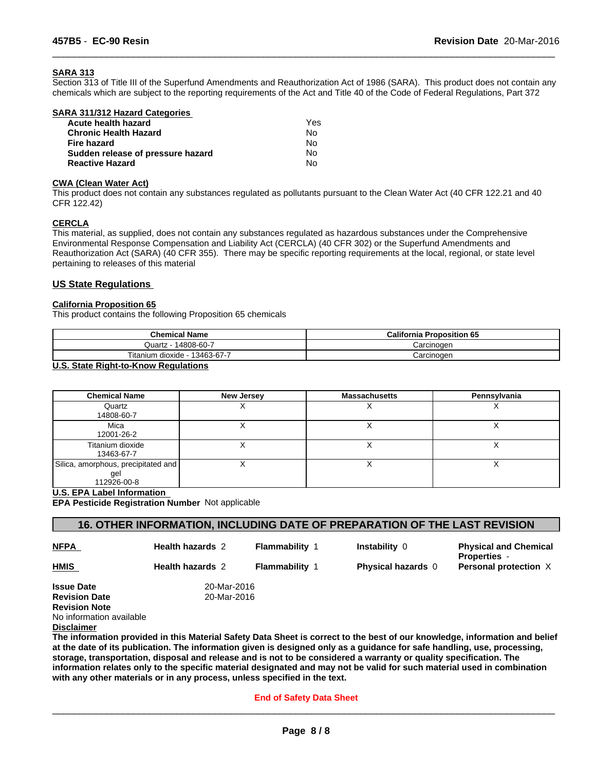### SARA 313

Section 313 of Title III of the Superfund Amendments and Reauthorization Act of 1986 (SARA). This product does not contain any chemicals which are subject to the reporting requirements of the Act and Title 40 of the Code of Federal Regulations, Part 372

### SARA 311/312 Hazard Categories

| | |
|---|---|
| **Acute health hazard** | Yes |
| **Chronic Health Hazard** | No |
| **Fire hazard** | No |
| **Sudden release of pressure hazard** | No |
| **Reactive Hazard** | No |

### CWA (Clean Water Act)

This product does not contain any substances regulated as pollutants pursuant to the Clean Water Act (40 CFR 122.21 and 40 CFR 122.42)

### CERCLA

This material, as supplied, does not contain any substances regulated as hazardous substances under the Comprehensive Environmental Response Compensation and Liability Act (CERCLA) (40 CFR 302) or the Superfund Amendments and Reauthorization Act (SARA) (40 CFR 355). There may be specific reporting requirements at the local, regional, or state level pertaining to releases of this material

## US State Regulations

### California Proposition 65

This product contains the following Proposition 65 chemicals

| Chemical Name | California Proposition 65 |
|---|---|
| Quartz - 14808-60-7 | Carcinogen |
| Titanium dioxide - 13463-67-7 | Carcinogen |

### U.S. State Right-to-Know Regulations

| Chemical Name | New Jersey | Massachusetts | Pennsylvania |
|---|---|---|---|
| Quartz 14808-60-7 | X | X | X |
| Mica 12001-26-2 | X | X | X |
| Titanium dioxide 13463-67-7 | X | X | X |
| Silica, amorphous, precipitated and gel 112926-00-8 | X | X | X |

### U.S. EPA Label Information

**EPA Pesticide Registration Number** Not applicable

## 16. OTHER INFORMATION, INCLUDING DATE OF PREPARATION OF THE LAST REVISION

| | | | | |
|---|---|---|---|---|
| **NFPA** | **Health hazards** 2 | **Flammability** 1 | **Instability** 0 | **Physical and Chemical Properties** - |
| **HMIS** | **Health hazards** 2 | **Flammability** 1 | **Physical hazards** 0 | **Personal protection** X |

**Issue Date** 20-Mar-2016
**Revision Date** 20-Mar-2016
**Revision Note**
No information available

**Disclaimer**

**The information provided in this Material Safety Data Sheet is correct to the best of our knowledge, information and belief at the date of its publication. The information given is designed only as a guidance for safe handling, use, processing, storage, transportation, disposal and release and is not to be considered a warranty or quality specification. The information relates only to the specific material designated and may not be valid for such material used in combination with any other materials or in any process, unless specified in the text.**

**End of Safety Data Sheet**